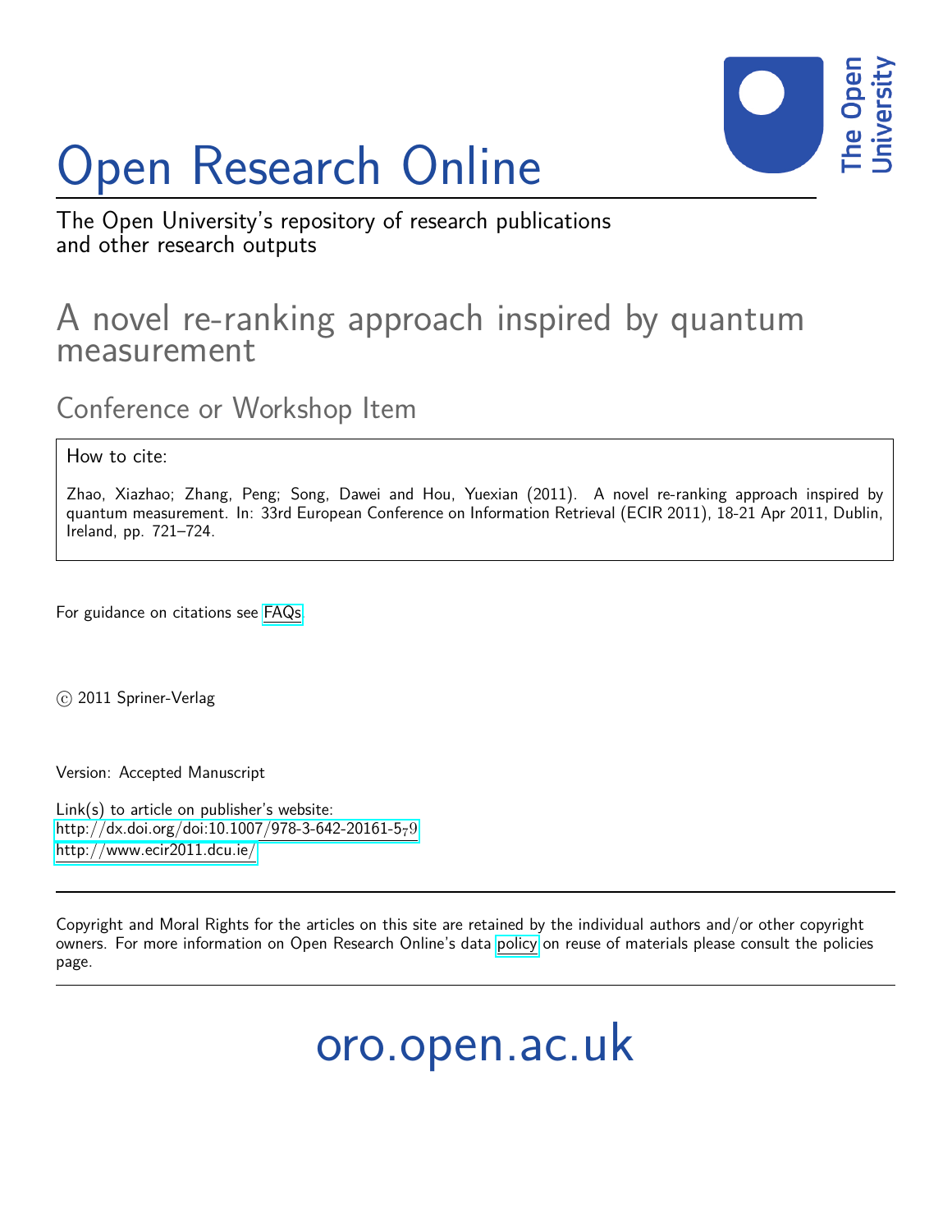# Open Research Online

The Open University's repository of research publications and other research outputs

## A novel re-ranking approach inspired by quantum measurement

### Conference or Workshop Item

How to cite:

Zhao, Xiazhao; Zhang, Peng; Song, Dawei and Hou, Yuexian (2011). A novel re-ranking approach inspired by quantum measurement. In: 33rd European Conference on Information Retrieval (ECIR 2011), 18-21 Apr 2011, Dublin, Ireland, pp. 721–724.

For guidance on citations see FAQs.

© 2011 Spriner-Verlag

Version: Accepted Manuscript

Link(s) to article on publisher's website:
http://dx.doi.org/doi:10.1007/978-3-642-20161-5_79
http://www.ecir2011.dcu.ie/

Copyright and Moral Rights for the articles on this site are retained by the individual authors and/or other copyright owners. For more information on Open Research Online's data policy on reuse of materials please consult the policies page.

oro.open.ac.uk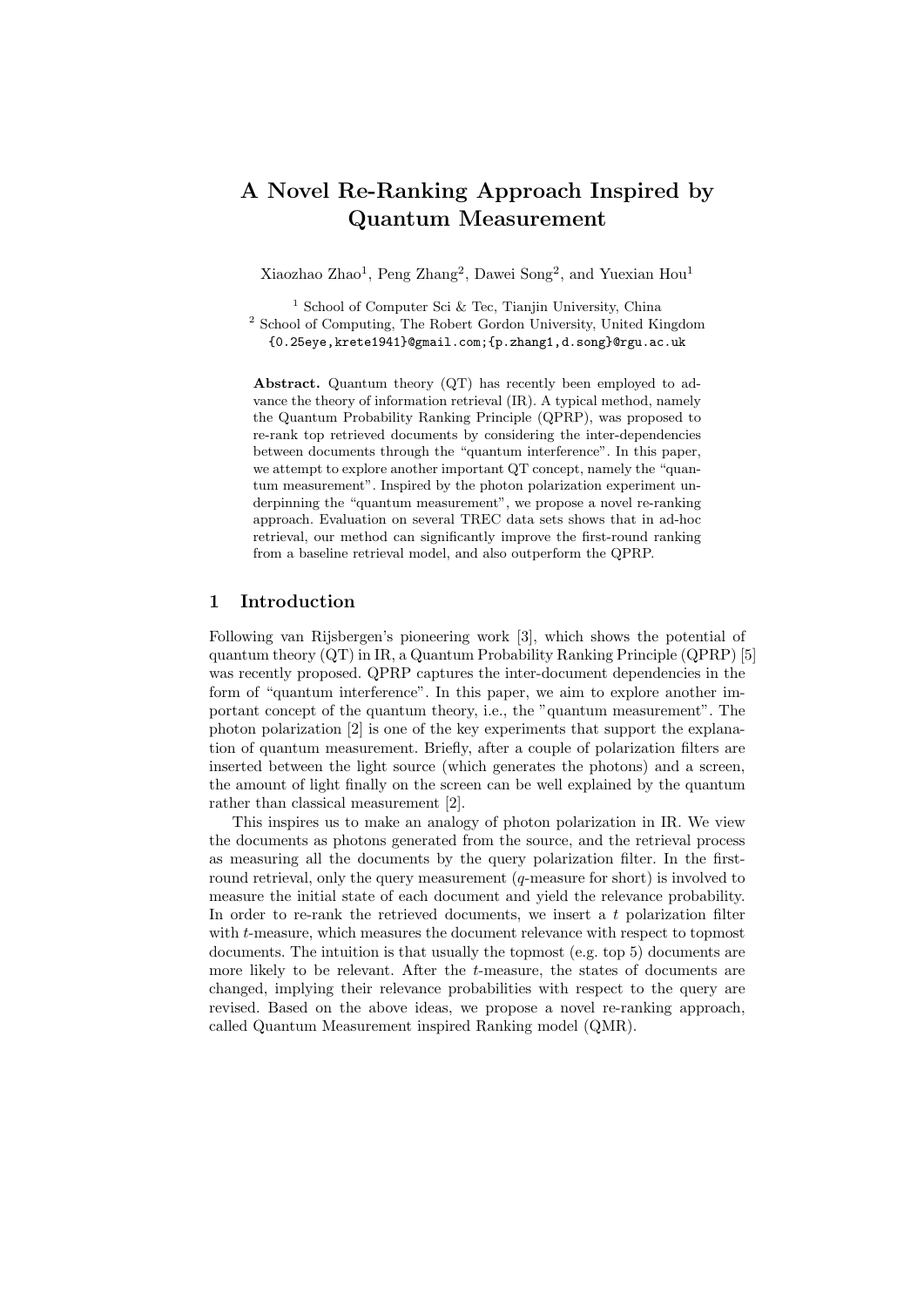# A Novel Re-Ranking Approach Inspired by Quantum Measurement

Xiaozhao Zhao[1], Peng Zhang[2], Dawei Song[2], and Yuexian Hou[1]

[1] School of Computer Sci & Tec, Tianjin University, China
[2] School of Computing, The Robert Gordon University, United Kingdom
{0.25eye,krete1941}@gmail.com;{p.zhang1,d.song}@rgu.ac.uk

**Abstract.** Quantum theory (QT) has recently been employed to advance the theory of information retrieval (IR). A typical method, namely the Quantum Probability Ranking Principle (QPRP), was proposed to re-rank top retrieved documents by considering the inter-dependencies between documents through the "quantum interference". In this paper, we attempt to explore another important QT concept, namely the "quantum measurement". Inspired by the photon polarization experiment underpinning the "quantum measurement", we propose a novel re-ranking approach. Evaluation on several TREC data sets shows that in ad-hoc retrieval, our method can significantly improve the first-round ranking from a baseline retrieval model, and also outperform the QPRP.

## 1 Introduction

Following van Rijsbergen's pioneering work [3], which shows the potential of quantum theory (QT) in IR, a Quantum Probability Ranking Principle (QPRP) [5] was recently proposed. QPRP captures the inter-document dependencies in the form of "quantum interference". In this paper, we aim to explore another important concept of the quantum theory, i.e., the "quantum measurement". The photon polarization [2] is one of the key experiments that support the explanation of quantum measurement. Briefly, after a couple of polarization filters are inserted between the light source (which generates the photons) and a screen, the amount of light finally on the screen can be well explained by the quantum rather than classical measurement [2].

This inspires us to make an analogy of photon polarization in IR. We view the documents as photons generated from the source, and the retrieval process as measuring all the documents by the query polarization filter. In the first-round retrieval, only the query measurement ($q$-measure for short) is involved to measure the initial state of each document and yield the relevance probability. In order to re-rank the retrieved documents, we insert a $t$ polarization filter with $t$-measure, which measures the document relevance with respect to topmost documents. The intuition is that usually the topmost (e.g. top 5) documents are more likely to be relevant. After the $t$-measure, the states of documents are changed, implying their relevance probabilities with respect to the query are revised. Based on the above ideas, we propose a novel re-ranking approach, called Quantum Measurement inspired Ranking model (QMR).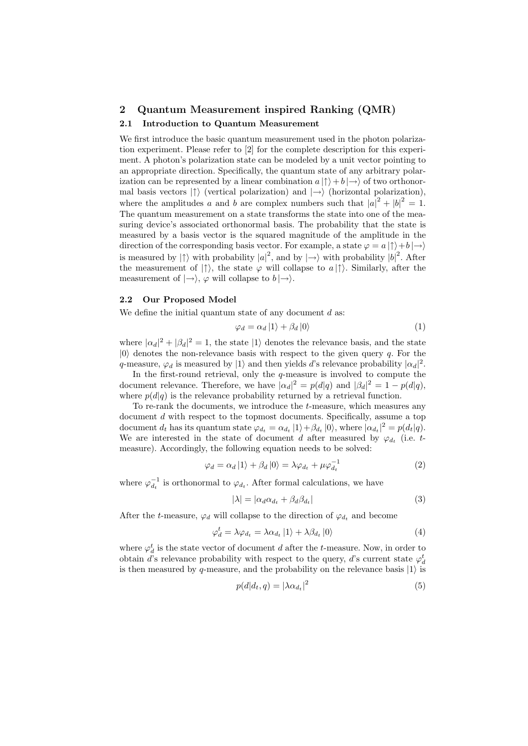## 2 Quantum Measurement inspired Ranking (QMR)

### 2.1 Introduction to Quantum Measurement

We first introduce the basic quantum measurement used in the photon polarization experiment. Please refer to [2] for the complete description for this experiment. A photon's polarization state can be modeled by a unit vector pointing to an appropriate direction. Specifically, the quantum state of any arbitrary polarization can be represented by a linear combination $a\left|\uparrow\right\rangle + b\left|\rightarrow\right\rangle$ of two orthonormal basis vectors $\left|\uparrow\right\rangle$ (vertical polarization) and $\left|\rightarrow\right\rangle$ (horizontal polarization), where the amplitudes $a$ and $b$ are complex numbers such that $|a|^2 + |b|^2 = 1$. The quantum measurement on a state transforms the state into one of the measuring device's associated orthonormal basis. The probability that the state is measured by a basis vector is the squared magnitude of the amplitude in the direction of the corresponding basis vector. For example, a state $\varphi = a\left|\uparrow\right\rangle + b\left|\rightarrow\right\rangle$ is measured by $\left|\uparrow\right\rangle$ with probability $|a|^2$, and by $\left|\rightarrow\right\rangle$ with probability $|b|^2$. After the measurement of $\left|\uparrow\right\rangle$, the state $\varphi$ will collapse to $a\left|\uparrow\right\rangle$. Similarly, after the measurement of $\left|\rightarrow\right\rangle$, $\varphi$ will collapse to $b\left|\rightarrow\right\rangle$.

### 2.2 Our Proposed Model

We define the initial quantum state of any document $d$ as:

$$\varphi_d = \alpha_d \left|1\right\rangle + \beta_d \left|0\right\rangle \tag{1}$$

where $|\alpha_d|^2 + |\beta_d|^2 = 1$, the state $\left|1\right\rangle$ denotes the relevance basis, and the state $\left|0\right\rangle$ denotes the non-relevance basis with respect to the given query $q$. For the $q$-measure, $\varphi_d$ is measured by $\left|1\right\rangle$ and then yields $d$'s relevance probability $|\alpha_d|^2$.

In the first-round retrieval, only the $q$-measure is involved to compute the document relevance. Therefore, we have $|\alpha_d|^2 = p(d|q)$ and $|\beta_d|^2 = 1 - p(d|q)$, where $p(d|q)$ is the relevance probability returned by a retrieval function.

To re-rank the documents, we introduce the $t$-measure, which measures any document $d$ with respect to the topmost documents. Specifically, assume a top document $d_t$ has its quantum state $\varphi_{d_t} = \alpha_{d_t}\left|1\right\rangle + \beta_{d_t}\left|0\right\rangle$, where $|\alpha_{d_t}|^2 = p(d_t|q)$. We are interested in the state of document $d$ after measured by $\varphi_{d_t}$ (i.e. $t$-measure). Accordingly, the following equation needs to be solved:

$$\varphi_d = \alpha_d \left|1\right\rangle + \beta_d \left|0\right\rangle = \lambda \varphi_{d_t} + \mu \varphi_{d_t}^{-1} \tag{2}$$

where $\varphi_{d_t}^{-1}$ is orthonormal to $\varphi_{d_t}$. After formal calculations, we have

$$|\lambda| = |\alpha_d \alpha_{d_t} + \beta_d \beta_{d_t}| \tag{3}$$

After the $t$-measure, $\varphi_d$ will collapse to the direction of $\varphi_{d_t}$ and become

$$\varphi_d^t = \lambda \varphi_{d_t} = \lambda \alpha_{d_t} \left|1\right\rangle + \lambda \beta_{d_t} \left|0\right\rangle \tag{4}$$

where $\varphi_d^t$ is the state vector of document $d$ after the $t$-measure. Now, in order to obtain $d$'s relevance probability with respect to the query, $d$'s current state $\varphi_d^t$ is then measured by $q$-measure, and the probability on the relevance basis $\left|1\right\rangle$ is

$$p(d|d_t, q) = |\lambda \alpha_{d_t}|^2 \tag{5}$$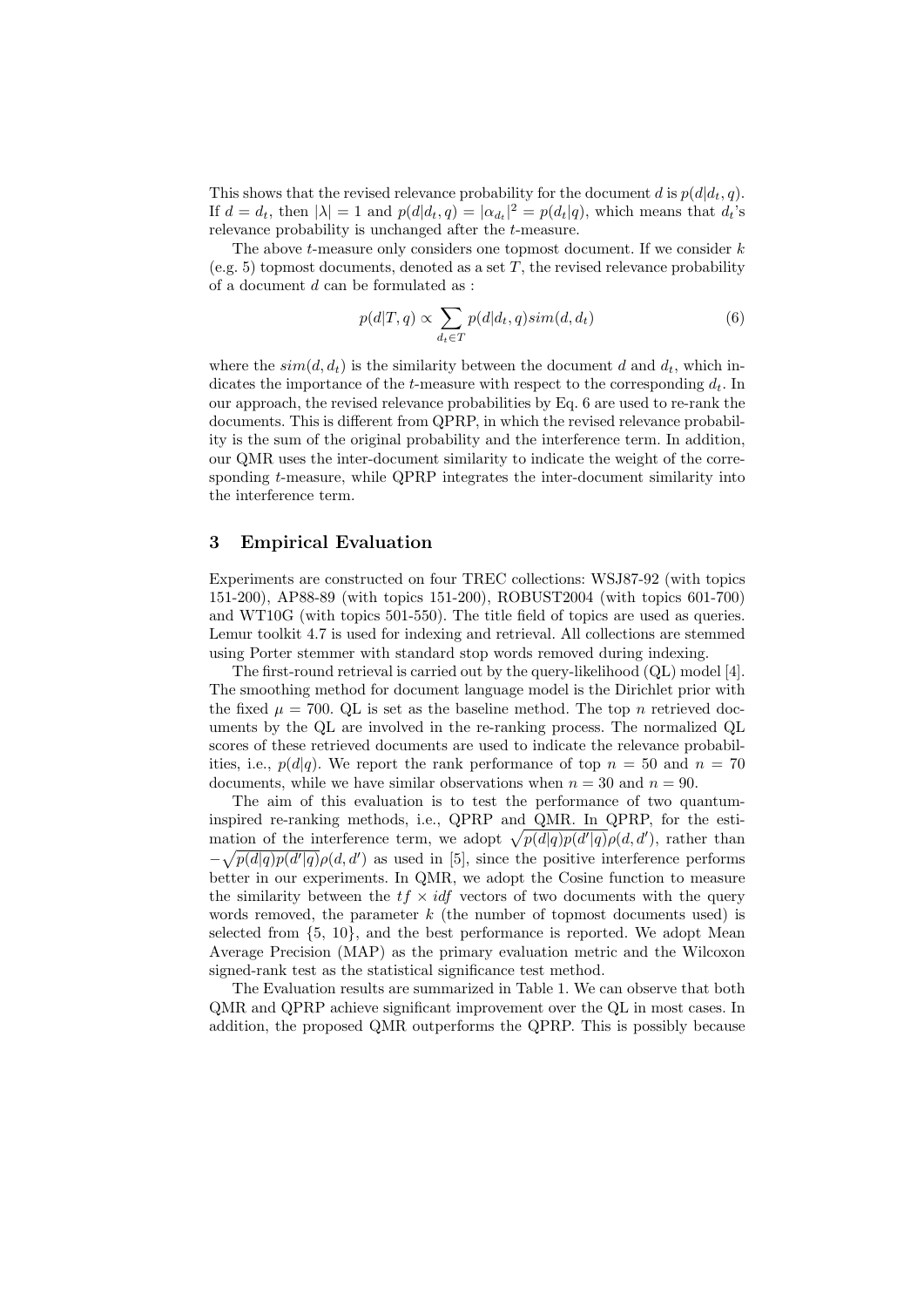This shows that the revised relevance probability for the document $d$ is $p(d|d_t, q)$. If $d = d_t$, then $|\lambda| = 1$ and $p(d|d_t, q) = |\alpha_{d_t}|^2 = p(d_t|q)$, which means that $d_t$'s relevance probability is unchanged after the $t$-measure.

The above $t$-measure only considers one topmost document. If we consider $k$ (e.g. 5) topmost documents, denoted as a set $T$, the revised relevance probability of a document $d$ can be formulated as :

$$p(d|T, q) \propto \sum_{d_t \in T} p(d|d_t, q) sim(d, d_t) \tag{6}$$

where the $sim(d, d_t)$ is the similarity between the document $d$ and $d_t$, which indicates the importance of the $t$-measure with respect to the corresponding $d_t$. In our approach, the revised relevance probabilities by Eq. 6 are used to re-rank the documents. This is different from QPRP, in which the revised relevance probability is the sum of the original probability and the interference term. In addition, our QMR uses the inter-document similarity to indicate the weight of the corresponding $t$-measure, while QPRP integrates the inter-document similarity into the interference term.

## 3 Empirical Evaluation

Experiments are constructed on four TREC collections: WSJ87-92 (with topics 151-200), AP88-89 (with topics 151-200), ROBUST2004 (with topics 601-700) and WT10G (with topics 501-550). The title field of topics are used as queries. Lemur toolkit 4.7 is used for indexing and retrieval. All collections are stemmed using Porter stemmer with standard stop words removed during indexing.

The first-round retrieval is carried out by the query-likelihood (QL) model [4]. The smoothing method for document language model is the Dirichlet prior with the fixed $\mu = 700$. QL is set as the baseline method. The top $n$ retrieved documents by the QL are involved in the re-ranking process. The normalized QL scores of these retrieved documents are used to indicate the relevance probabilities, i.e., $p(d|q)$. We report the rank performance of top $n = 50$ and $n = 70$ documents, while we have similar observations when $n = 30$ and $n = 90$.

The aim of this evaluation is to test the performance of two quantum-inspired re-ranking methods, i.e., QPRP and QMR. In QPRP, for the estimation of the interference term, we adopt $\sqrt{p(d|q)p(d'|q)}\rho(d, d')$, rather than $-\sqrt{p(d|q)p(d'|q)}\rho(d, d')$ as used in [5], since the positive interference performs better in our experiments. In QMR, we adopt the Cosine function to measure the similarity between the $tf \times idf$ vectors of two documents with the query words removed, the parameter $k$ (the number of topmost documents used) is selected from {5, 10}, and the best performance is reported. We adopt Mean Average Precision (MAP) as the primary evaluation metric and the Wilcoxon signed-rank test as the statistical significance test method.

The Evaluation results are summarized in Table 1. We can observe that both QMR and QPRP achieve significant improvement over the QL in most cases. In addition, the proposed QMR outperforms the QPRP. This is possibly because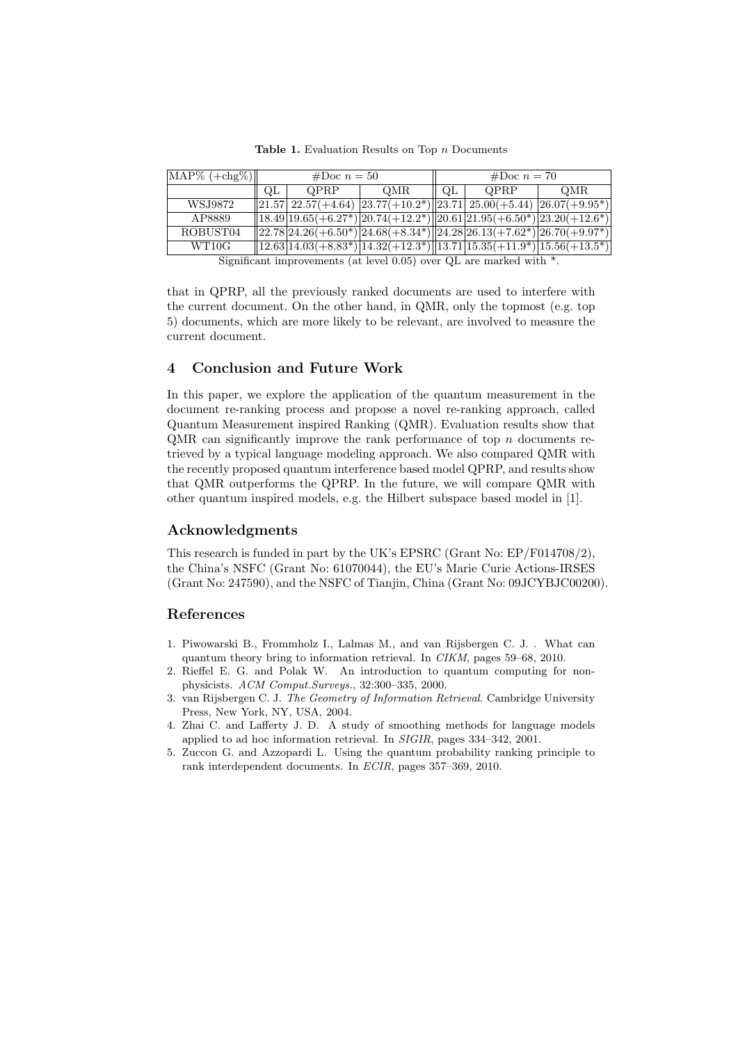**Table 1.** Evaluation Results on Top $n$ Documents

| MAP% (+chg%) | #Doc $n = 50$ | | | #Doc $n = 70$ | | |
|---|---|---|---|---|---|---|
| | QL | QPRP | QMR | QL | QPRP | QMR |
| WSJ9872 | 21.57 | 22.57(+4.64) | 23.77(+10.2*) | 23.71 | 25.00(+5.44) | 26.07(+9.95*) |
| AP8889 | 18.49 | 19.65(+6.27*) | 20.74(+12.2*) | 20.61 | 21.95(+6.50*) | 23.20(+12.6*) |
| ROBUST04 | 22.78 | 24.26(+6.50*) | 24.68(+8.34*) | 24.28 | 26.13(+7.62*) | 26.70(+9.97*) |
| WT10G | 12.63 | 14.03(+8.83*) | 14.32(+12.3*) | 13.71 | 15.35(+11.9*) | 15.56(+13.5*) |

Significant improvements (at level 0.05) over QL are marked with *.

that in QPRP, all the previously ranked documents are used to interfere with the current document. On the other hand, in QMR, only the topmost (e.g. top 5) documents, which are more likely to be relevant, are involved to measure the current document.

## 4 Conclusion and Future Work

In this paper, we explore the application of the quantum measurement in the document re-ranking process and propose a novel re-ranking approach, called Quantum Measurement inspired Ranking (QMR). Evaluation results show that QMR can significantly improve the rank performance of top $n$ documents retrieved by a typical language modeling approach. We also compared QMR with the recently proposed quantum interference based model QPRP, and results show that QMR outperforms the QPRP. In the future, we will compare QMR with other quantum inspired models, e.g. the Hilbert subspace based model in [1].

## Acknowledgments

This research is funded in part by the UK's EPSRC (Grant No: EP/F014708/2), the China's NSFC (Grant No: 61070044), the EU's Marie Curie Actions-IRSES (Grant No: 247590), and the NSFC of Tianjin, China (Grant No: 09JCYBJC00200).

## References

1. Piwowarski B., Frommholz I., Lalmas M., and van Rijsbergen C. J. . What can quantum theory bring to information retrieval. In *CIKM*, pages 59–68, 2010.
2. Rieffel E. G. and Polak W. An introduction to quantum computing for non-physicists. *ACM Comput.Surveys.*, 32:300–335, 2000.
3. van Rijsbergen C. J. *The Geometry of Information Retrieval*. Cambridge University Press, New York, NY, USA, 2004.
4. Zhai C. and Lafferty J. D. A study of smoothing methods for language models applied to ad hoc information retrieval. In *SIGIR*, pages 334–342, 2001.
5. Zuccon G. and Azzopardi L. Using the quantum probability ranking principle to rank interdependent documents. In *ECIR*, pages 357–369, 2010.